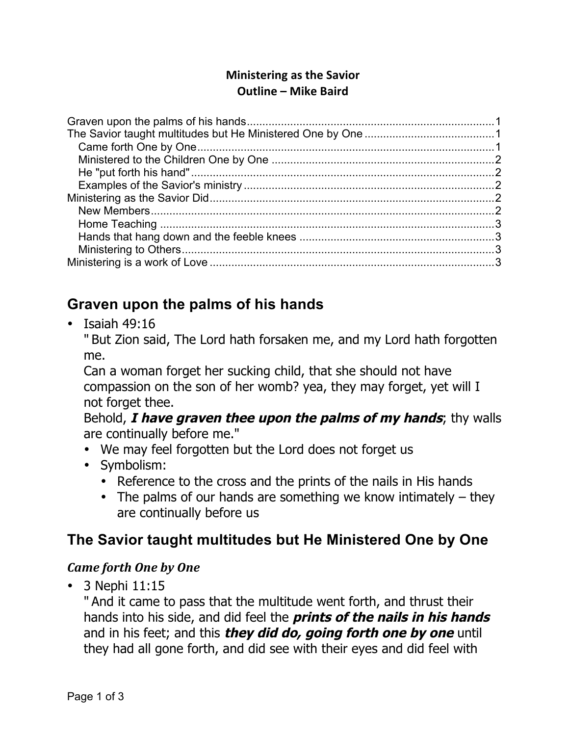**Ministering as the Savior**
**Outline – Mike Baird**

Graven upon the palms of his hands....................................................................................1
The Savior taught multitudes but He Ministered One by One ..........................................1
  Came forth One by One.....................................................................................................1
  Ministered to the Children One by One ...........................................................................2
  He "put forth his hand".......................................................................................................2
  Examples of the Savior's ministry .....................................................................................2
Ministering as the Savior Did.................................................................................................2
  New Members....................................................................................................................2
  Home Teaching .................................................................................................................3
  Hands that hang down and the feeble knees .....................................................................3
  Ministering to Others.........................................................................................................3
Ministering is a work of Love .................................................................................................3

## Graven upon the palms of his hands

- Isaiah 49:16
  " But Zion said, The Lord hath forsaken me, and my Lord hath forgotten me.
  Can a woman forget her sucking child, that she should not have compassion on the son of her womb? yea, they may forget, yet will I not forget thee.
  Behold, ***I have graven thee upon the palms of my hands***; thy walls are continually before me."
  - We may feel forgotten but the Lord does not forget us
  - Symbolism:
    - Reference to the cross and the prints of the nails in His hands
    - The palms of our hands are something we know intimately – they are continually before us

## The Savior taught multitudes but He Ministered One by One

### *Came forth One by One*

- 3 Nephi 11:15
  " And it came to pass that the multitude went forth, and thrust their hands into his side, and did feel the ***prints of the nails in his hands*** and in his feet; and this ***they did do, going forth one by one*** until they had all gone forth, and did see with their eyes and did feel with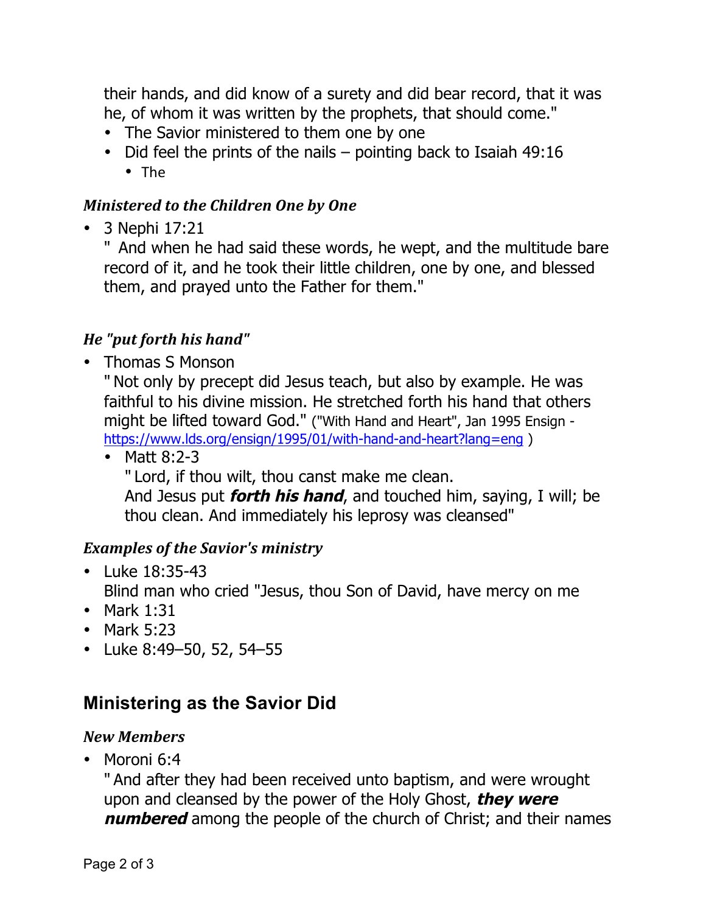their hands, and did know of a surety and did bear record, that it was he, of whom it was written by the prophets, that should come."

- The Savior ministered to them one by one
- Did feel the prints of the nails – pointing back to Isaiah 49:16
  - The

### *Ministered to the Children One by One*

- 3 Nephi 17:21
  " And when he had said these words, he wept, and the multitude bare record of it, and he took their little children, one by one, and blessed them, and prayed unto the Father for them."

### *He "put forth his hand"*

- Thomas S Monson
  " Not only by precept did Jesus teach, but also by example. He was faithful to his divine mission. He stretched forth his hand that others might be lifted toward God." ("With Hand and Heart", Jan 1995 Ensign - https://www.lds.org/ensign/1995/01/with-hand-and-heart?lang=eng )
  - Matt 8:2-3
    " Lord, if thou wilt, thou canst make me clean.
    And Jesus put ***forth his hand***, and touched him, saying, I will; be thou clean. And immediately his leprosy was cleansed"

### *Examples of the Savior's ministry*

- Luke 18:35-43
  Blind man who cried "Jesus, thou Son of David, have mercy on me
- Mark 1:31
- Mark 5:23
- Luke 8:49–50, 52, 54–55

## Ministering as the Savior Did

### *New Members*

- Moroni 6:4
  " And after they had been received unto baptism, and were wrought upon and cleansed by the power of the Holy Ghost, ***they were numbered*** among the people of the church of Christ; and their names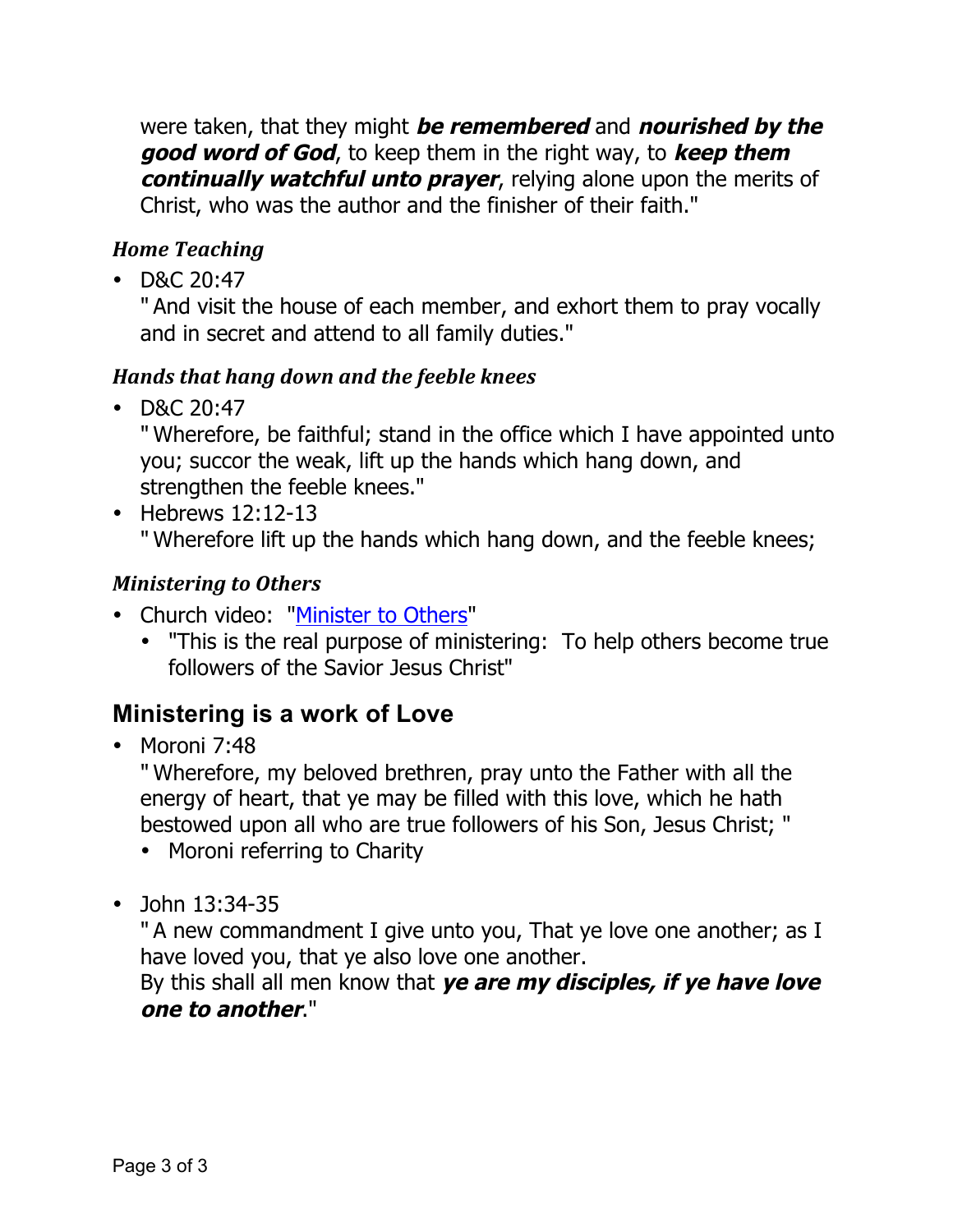were taken, that they might ***be remembered*** and ***nourished by the good word of God***, to keep them in the right way, to ***keep them continually watchful unto prayer***, relying alone upon the merits of Christ, who was the author and the finisher of their faith."

### *Home Teaching*

- D&C 20:47
  " And visit the house of each member, and exhort them to pray vocally and in secret and attend to all family duties."

### *Hands that hang down and the feeble knees*

- D&C 20:47
  " Wherefore, be faithful; stand in the office which I have appointed unto you; succor the weak, lift up the hands which hang down, and strengthen the feeble knees."
- Hebrews 12:12-13
  " Wherefore lift up the hands which hang down, and the feeble knees;

### *Ministering to Others*

- Church video: "Minister to Others"
  - "This is the real purpose of ministering: To help others become true followers of the Savior Jesus Christ"

## Ministering is a work of Love

- Moroni 7:48
  " Wherefore, my beloved brethren, pray unto the Father with all the energy of heart, that ye may be filled with this love, which he hath bestowed upon all who are true followers of his Son, Jesus Christ; "
  - Moroni referring to Charity

- John 13:34-35
  " A new commandment I give unto you, That ye love one another; as I have loved you, that ye also love one another.
  By this shall all men know that ***ye are my disciples, if ye have love one to another***."